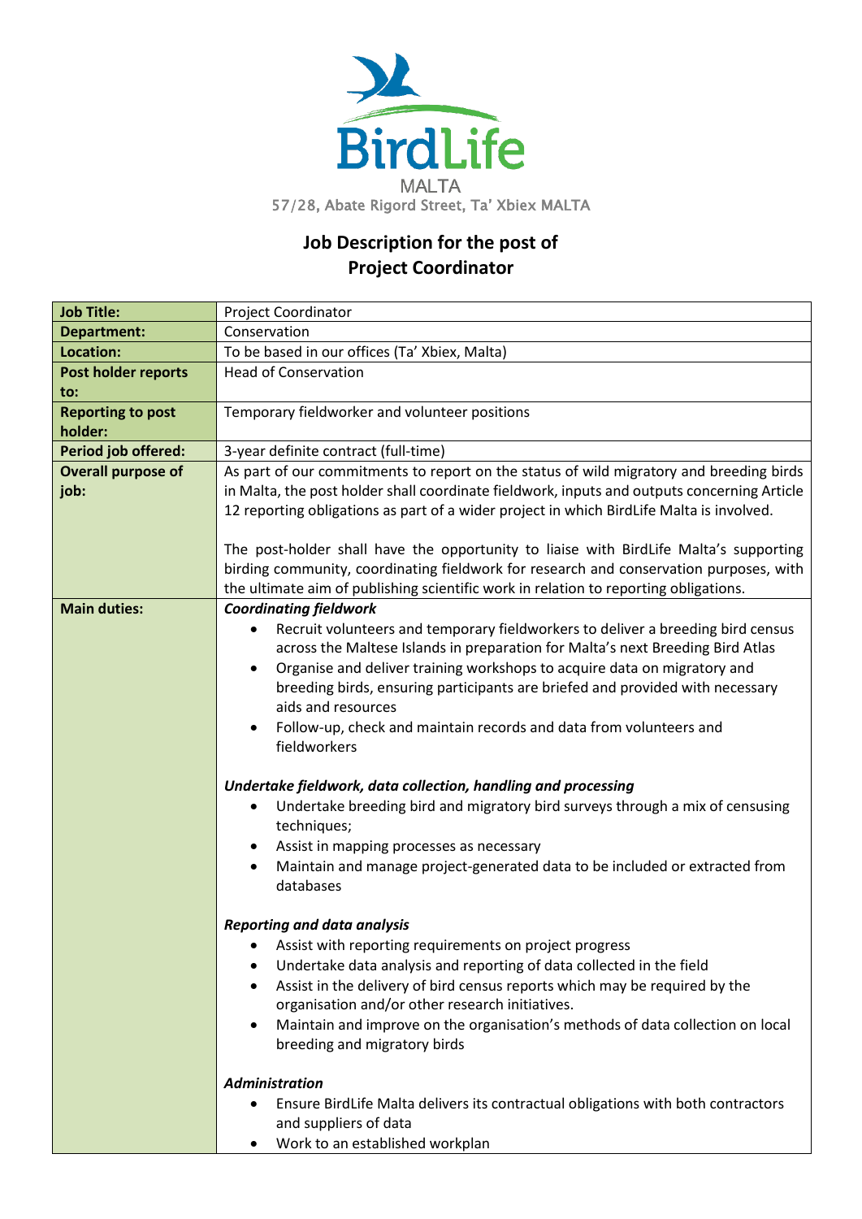BirdLife

MALTA

57/28, Abate Rigord Street, Ta' Xbiex MALTA

# Job Description for the post of Project Coordinator

| | |
|---|---|
| **Job Title:** | Project Coordinator |
| **Department:** | Conservation |
| **Location:** | To be based in our offices (Ta' Xbiex, Malta) |
| **Post holder reports to:** | Head of Conservation |
| **Reporting to post holder:** | Temporary fieldworker and volunteer positions |
| **Period job offered:** | 3-year definite contract (full-time) |
| **Overall purpose of job:** | As part of our commitments to report on the status of wild migratory and breeding birds in Malta, the post holder shall coordinate fieldwork, inputs and outputs concerning Article 12 reporting obligations as part of a wider project in which BirdLife Malta is involved.<br><br>The post-holder shall have the opportunity to liaise with BirdLife Malta's supporting birding community, coordinating fieldwork for research and conservation purposes, with the ultimate aim of publishing scientific work in relation to reporting obligations. |
| **Main duties:** | ***Coordinating fieldwork***<br>• Recruit volunteers and temporary fieldworkers to deliver a breeding bird census across the Maltese Islands in preparation for Malta's next Breeding Bird Atlas<br>• Organise and deliver training workshops to acquire data on migratory and breeding birds, ensuring participants are briefed and provided with necessary aids and resources<br>• Follow-up, check and maintain records and data from volunteers and fieldworkers<br><br>***Undertake fieldwork, data collection, handling and processing***<br>• Undertake breeding bird and migratory bird surveys through a mix of censusing techniques;<br>• Assist in mapping processes as necessary<br>• Maintain and manage project-generated data to be included or extracted from databases<br><br>***Reporting and data analysis***<br>• Assist with reporting requirements on project progress<br>• Undertake data analysis and reporting of data collected in the field<br>• Assist in the delivery of bird census reports which may be required by the organisation and/or other research initiatives.<br>• Maintain and improve on the organisation's methods of data collection on local breeding and migratory birds<br><br>***Administration***<br>• Ensure BirdLife Malta delivers its contractual obligations with both contractors and suppliers of data<br>• Work to an established workplan |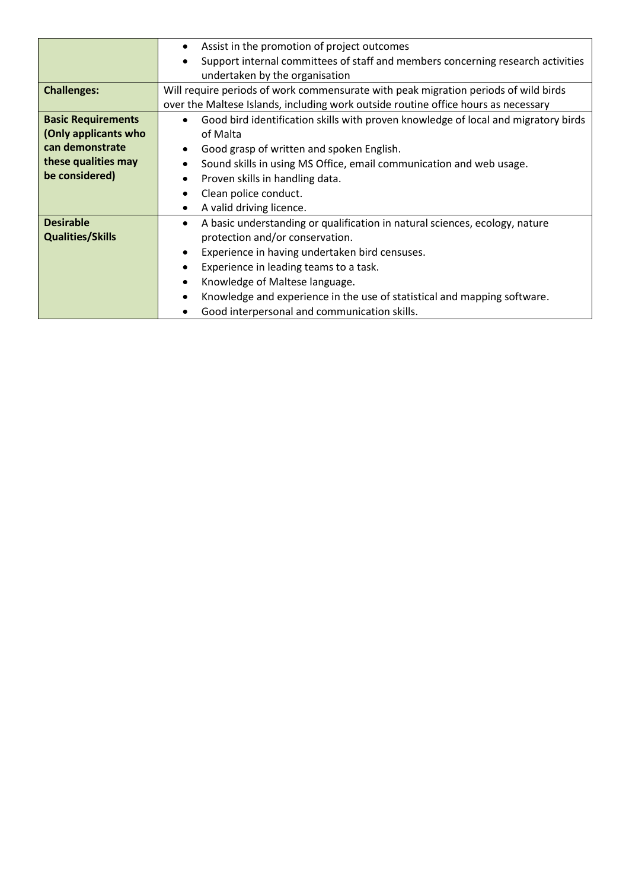| | |
|---|---|
| | • Assist in the promotion of project outcomes<br>• Support internal committees of staff and members concerning research activities undertaken by the organisation |
| **Challenges:** | Will require periods of work commensurate with peak migration periods of wild birds over the Maltese Islands, including work outside routine office hours as necessary |
| **Basic Requirements (Only applicants who can demonstrate these qualities may be considered)** | • Good bird identification skills with proven knowledge of local and migratory birds of Malta<br>• Good grasp of written and spoken English.<br>• Sound skills in using MS Office, email communication and web usage.<br>• Proven skills in handling data.<br>• Clean police conduct.<br>• A valid driving licence. |
| **Desirable Qualities/Skills** | • A basic understanding or qualification in natural sciences, ecology, nature protection and/or conservation.<br>• Experience in having undertaken bird censuses.<br>• Experience in leading teams to a task.<br>• Knowledge of Maltese language.<br>• Knowledge and experience in the use of statistical and mapping software.<br>• Good interpersonal and communication skills. |